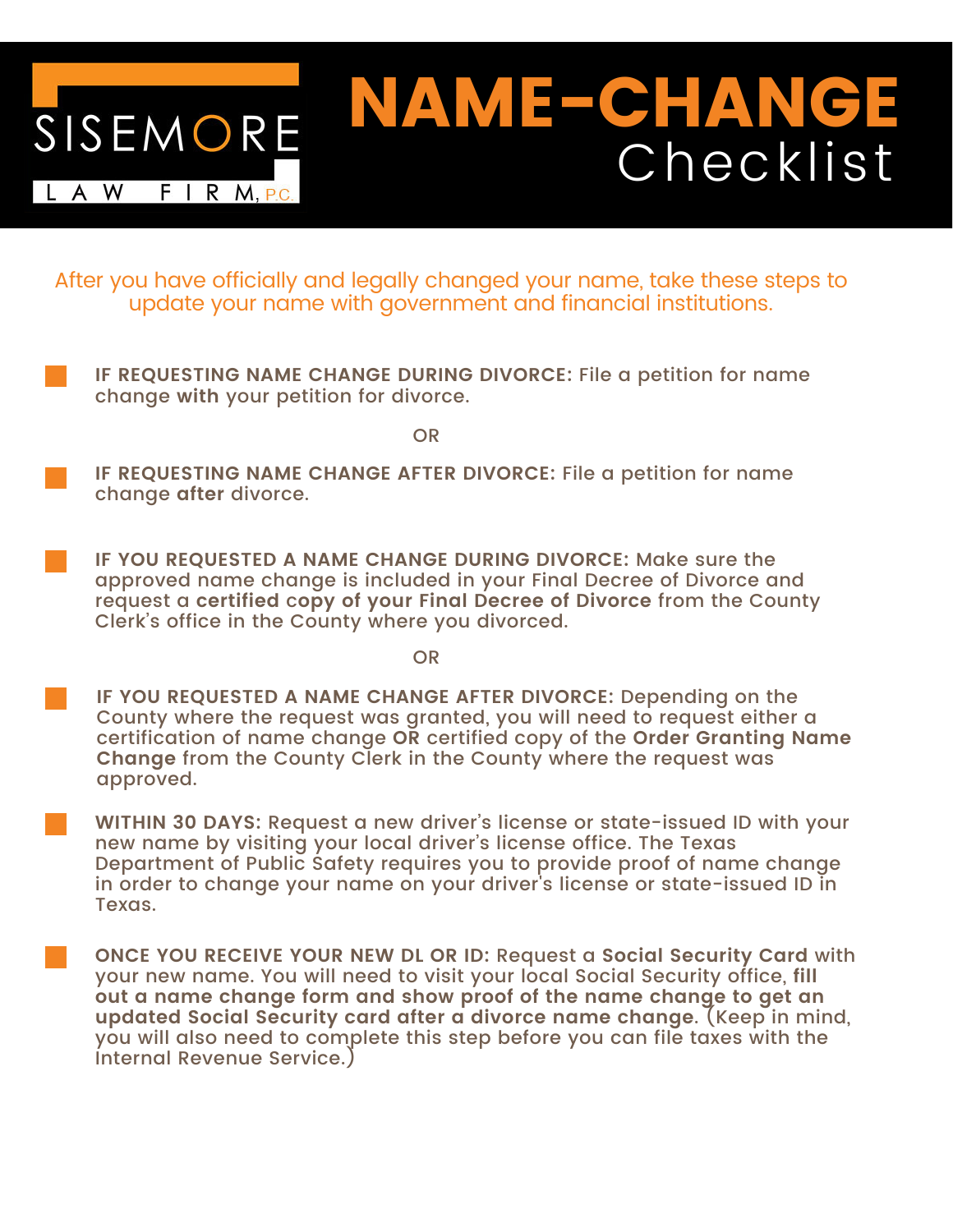SISEMORE LAW FIRM, P.C.

# NAME-CHANGE Checklist

After you have officially and legally changed your name, take these steps to update your name with government and financial institutions.

- [ ] **IF REQUESTING NAME CHANGE DURING DIVORCE:** File a petition for name change **with** your petition for divorce.

OR

- [ ] **IF REQUESTING NAME CHANGE AFTER DIVORCE:** File a petition for name change **after** divorce.

- [ ] **IF YOU REQUESTED A NAME CHANGE DURING DIVORCE:** Make sure the approved name change is included in your Final Decree of Divorce and request a **certified copy of your Final Decree of Divorce** from the County Clerk's office in the County where you divorced.

OR

- [ ] **IF YOU REQUESTED A NAME CHANGE AFTER DIVORCE:** Depending on the County where the request was granted, you will need to request either a certification of name change **OR** certified copy of the **Order Granting Name Change** from the County Clerk in the County where the request was approved.

- [ ] **WITHIN 30 DAYS:** Request a new driver's license or state-issued ID with your new name by visiting your local driver's license office. The Texas Department of Public Safety requires you to provide proof of name change in order to change your name on your driver's license or state-issued ID in Texas.

- [ ] **ONCE YOU RECEIVE YOUR NEW DL OR ID:** Request a **Social Security Card** with your new name. You will need to visit your local Social Security office, **fill out a name change form and show proof of the name change to get an updated Social Security card after a divorce name change**. (Keep in mind, you will also need to complete this step before you can file taxes with the Internal Revenue Service.)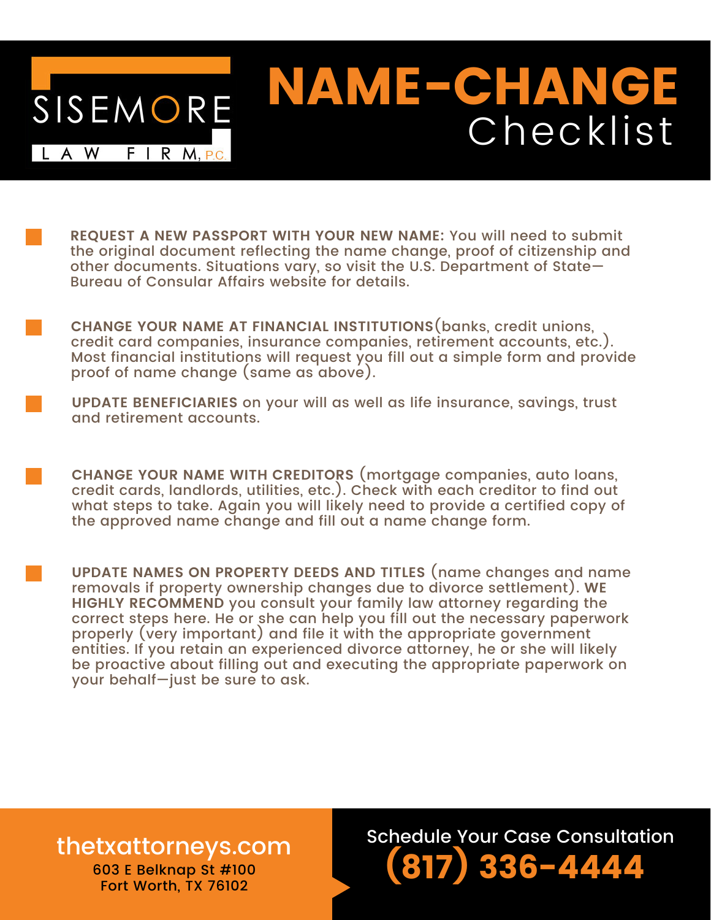SISEMORE LAW FIRM, P.C.

# NAME-CHANGE Checklist

- **REQUEST A NEW PASSPORT WITH YOUR NEW NAME:** You will need to submit the original document reflecting the name change, proof of citizenship and other documents. Situations vary, so visit the U.S. Department of State—Bureau of Consular Affairs website for details.

- **CHANGE YOUR NAME AT FINANCIAL INSTITUTIONS**(banks, credit unions, credit card companies, insurance companies, retirement accounts, etc.). Most financial institutions will request you fill out a simple form and provide proof of name change (same as above).

- **UPDATE BENEFICIARIES** on your will as well as life insurance, savings, trust and retirement accounts.

- **CHANGE YOUR NAME WITH CREDITORS** (mortgage companies, auto loans, credit cards, landlords, utilities, etc.). Check with each creditor to find out what steps to take. Again you will likely need to provide a certified copy of the approved name change and fill out a name change form.

- **UPDATE NAMES ON PROPERTY DEEDS AND TITLES** (name changes and name removals if property ownership changes due to divorce settlement). **WE HIGHLY RECOMMEND** you consult your family law attorney regarding the correct steps here. He or she can help you fill out the necessary paperwork properly (very important) and file it with the appropriate government entities. If you retain an experienced divorce attorney, he or she will likely be proactive about filling out and executing the appropriate paperwork on your behalf—just be sure to ask.

thetxattorneys.com
603 E Belknap St #100
Fort Worth, TX 76102

Schedule Your Case Consultation
**(817) 336-4444**